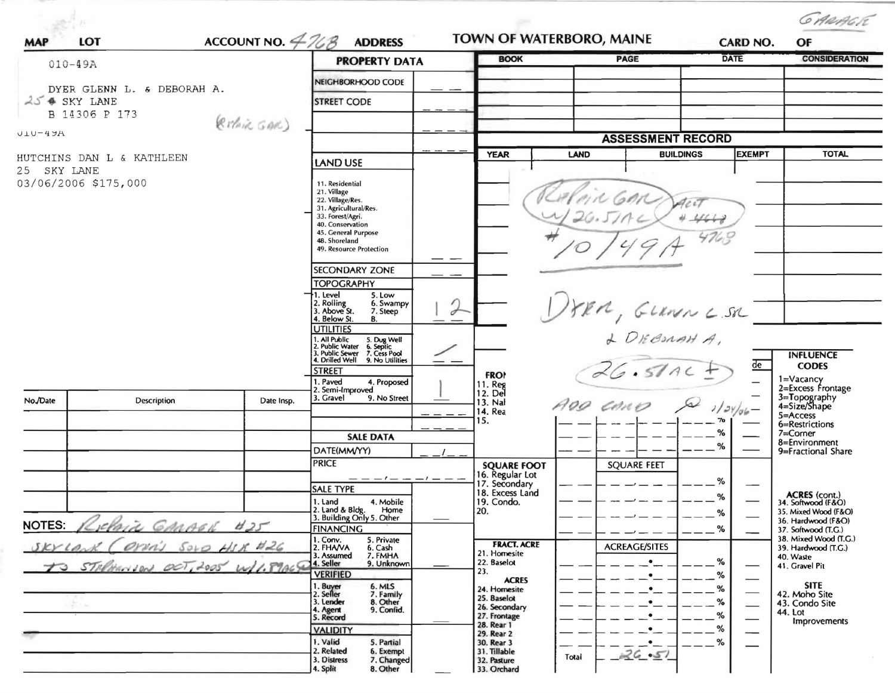GARAGE

**MAP** | **LOT** | **ACCOUNT NO.** 4768 | **ADDRESS** | **TOWN OF WATERBORO, MAINE** | **CARD NO.** | **OF**

010-49A

DYER GLENN L. & DEBORAH A.
25 SKY LANE
B 14306 P 173

(Refair GAR)

010-49A

HUTCHINS DAN L & KATHLEEN
25 SKY LANE
03/06/2006 $175,000

## PROPERTY DATA

| | |
|---|---|
| NEIGHBORHOOD CODE | |
| STREET CODE | |
| | |
| | |
| LAND USE | |
| 11. Residential 21. Village 22. Village/Res. 31. Agricultural/Res. 33. Forest/Agri. 40. Conservation 45. General Purpose 48. Shoreland 49. Resource Protection | |
| SECONDARY ZONE | |
| TOPOGRAPHY 1. Level 2. Rolling 3. Above St. 4. Below St. 5. Low 6. Swampy 7. Steep 8. | 1 2 |
| UTILITIES 1. All Public 2. Public Water 3. Public Sewer 4. Drilled Well 5. Dug Well 6. Septic 7. Cess Pool 9. No Utilities | / |
| STREET 1. Paved 2. Semi-Improved 3. Gravel 4. Proposed 9. No Street | 1 |

## SALE DATA

| | |
|---|---|
| DATE(MM/YY) | |
| PRICE | |
| SALE TYPE 1. Land 2. Land & Bldg. 3. Building Only 4. Mobile Home 5. Other | |
| FINANCING 1. Conv. 2. FHA/VA 3. Assumed 4. Seller 5. Private 6. Cash 7. FMHA 9. Unknown | |
| VERIFIED 1. Buyer 2. Seller 3. Lender 4. Agent 5. Record 6. MLS 7. Family 8. Other 9. Confid. | |
| VALIDITY 1. Valid 2. Related 3. Distress 4. Split 5. Partial 6. Exempt 7. Changed 8. Other | |

| BOOK | PAGE | DATE | CONSIDERATION |
|---|---|---|---|
| | | | |

## ASSESSMENT RECORD

| YEAR | LAND | BUILDINGS | EXEMPT | TOTAL |
|---|---|---|---|---|
| | | | | |

Refair GAR w/26.51AC ACCT # 4668 4768
#10/49A

DYER, GLENN L SR
& DEBORAH A.
26.51AC ±

ADD CARD 1/24/06

FRONT: 11. Reg 12. Del 13. Nal 14. Rea 15.

SQUARE FOOT: 16. Regular Lot 17. Secondary 18. Excess Land 19. Condo. 20.

FRACT. ACRE: 21. Homesite 22. Baselot 23.

ACRES: 24. Homesite 25. Baselot 26. Secondary 27. Frontage 28. Rear 1 29. Rear 2 30. Rear 3 31. Tillable 32. Pasture 33. Orchard

Total 26.51

**INFLUENCE CODES**
1=Vacancy
2=Excess Frontage
3=Topography
4=Size/Shape
5=Access
6=Restrictions
7=Corner
8=Environment
9=Fractional Share

**ACRES (cont.)**
34. Softwood (F&O)
35. Mixed Wood (F&O)
36. Hardwood (F&O)
37. Softwood (T.G.)
38. Mixed Wood (T.G.)
39. Hardwood (T.G.)
40. Waste
41. Gravel Pit

**SITE**
42. Moho Site
43. Condo Site
44. Lot Improvements

| No./Date | Description | Date Insp. |
|---|---|---|
| | | |

NOTES: Refair Garage #25 Sky Lane (Owns Sold his #26 to Stephenson Oct, 2005 w/1.89AC)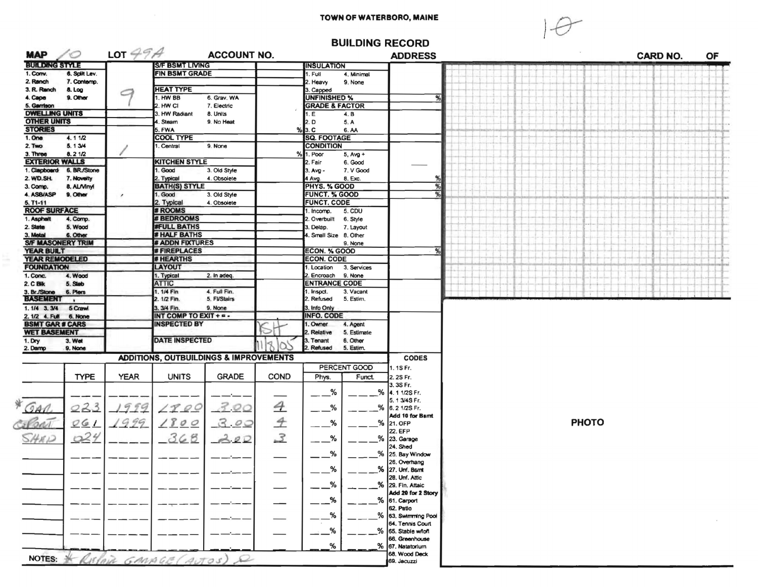# TOWN OF WATERBORO, MAINE

10

## BUILDING RECORD

**MAP** 10 **LOT** 49A **ACCOUNT NO.** **ADDRESS** **CARD NO.** **OF**

| | | | | | |
|---|---|---|---|---|---|
| **BUILDING STYLE**<br>1. Conv. 6. Split Lev.<br>2. Ranch 7. Contemp.<br>3. R. Ranch 8. Log<br>4. Cape 9. Other<br>5. Garrison | 9 | **S/F BSMT LIVING** | | **INSULATION**<br>1. Full 4. Minimal<br>2. Heavy 9. None<br>3. Capped | |
| **DWELLING UNITS** | | **FIN BSMT GRADE** | | | |
| **OTHER UNITS** | | **HEAT TYPE**<br>1. HW BB 6. Grav. WA<br>2. HW CI 7. Electric<br>3. HW Radiant 8. Units<br>4. Steam 9. No Heat<br>5. FWA | % | **UNFINISHED %** | % |
| **STORIES**<br>1. One 4. 1 1/2<br>2. Two 5. 1 3/4<br>3. Three 6. 2 1/2 | / | **COOL TYPE**<br>1. Central 9. None | % | **GRADE & FACTOR**<br>1. E 4. B<br>2. D 5. A<br>3. C 6. AA | % |
| | | | | **SQ. FOOTAGE** | |
| **EXTERIOR WALLS**<br>1. Clapboard 6. BR./Stone<br>2. WD.SH. 7. Novelty<br>3. Comp. 8. AL/Vinyl<br>4. ASB/ASP 9. Other<br>5. T1-11 | | **KITCHEN STYLE**<br>1. Good 3. Old Style<br>2. Typical 4. Obsolete | | **CONDITION**<br>1. Poor 5. Avg +<br>2. Fair 6. Good<br>3. Avg - 7. V Good<br>4 Avg. 8. Exc. | — |
| | | **BATH(S) STYLE**<br>1. Good 3. Old Style<br>2. Typical 4. Obsolete | | **PHYS. % GOOD** | % |
| | | | | **FUNCT. % GOOD** | % |
| **ROOF SURFACE**<br>1. Asphalt 4. Comp.<br>2. Slate 5. Wood<br>3. Metal 6. Other | | **# ROOMS**<br>**# BEDROOMS**<br>**#FULL BATHS**<br>**# HALF BATHS**<br>**# ADDN FIXTURES** | | **FUNCT. CODE**<br>1. Incomp. 5. CDU<br>2. Overbuilt 6. Style<br>3. Delap. 7. Layout<br>4. Small Size 8. Other<br>9. None | |
| **S/F MASONERY TRIM** | | **# FIREPLACES** | | **ECON. % GOOD** | % |
| **YEAR BUILT** | | **# HEARTHS** | | **ECON. CODE**<br>1. Location 3. Services<br>2. Encroach 9. None | |
| **YEAR REMODELED** | | | | | |
| **FOUNDATION**<br>1. Conc. 4. Wood<br>2. C Blk 5. Slab<br>3. Br./Stone 6. Piers | | **LAYOUT**<br>1. Typical 2. In adeq. | | | |
| **BASEMENT**<br>1. 1/4 3. 3/4 5 Crawl<br>2. 1/2 4. Full 6. None | | **ATTIC**<br>1. 1/4 Fin 4. Full Fin.<br>2. 1/2 Fin. 5. Fl/Stairs<br>3. 3/4 Fin. 9. None | | **ENTRANCE CODE**<br>1. Inspct. 3. Vacant<br>2. Refused 5. Estim.<br>3. Info Only | |
| **BSMT GAR # CARS** | | **INT COMP TO EXIT + = -** | | **INFO. CODE**<br>1. Owner 4. Agent<br>2. Relative 5. Estimate<br>3. Tenant 6. Other<br>2. Refused 5. Estim. | |
| **WET BASEMENT**<br>1. Dry 3. Wet<br>2. Damp 9. None | | **INSPECTED BY** | KSH | | |
| | | **DATE INSPECTED** | 11/8/05 | | |

### ADDITIONS, OUTBUILDINGS & IMPROVEMENTS

| | TYPE | YEAR | UNITS | GRADE | COND | PERCENT GOOD Phys. | PERCENT GOOD Funct. |
|---|---|---|---|---|---|---|---|
| | | | | | | % | % |
| *GAR | 023 | 1999 | 1800 | 3.00 | 4 | % | % |
| CPORT | 061 | 1999 | 1800 | 3.00 | 4 | % | % |
| SHED | 024 | | 368 | 2.00 | 3 | % | % |
| | | | | | | % | % |
| | | | | | | % | % |
| | | | | | | % | % |
| | | | | | | % | % |
| | | | | | | % | % |
| | | | | | | % | % |
| | | | | | | % | % |

**CODES**
1. 1S Fr.
2. 2S Fr.
3. 3S Fr.
4. 1 1/2S Fr.
5. 1 3/4S Fr.
6. 2 1/2S Fr.
**Add 10 for Bsmt**
21. OFP
22. EFP
23. Garage
24. Shed
25. Bay Window
26. Overhang
27. Unf. Bsmt
28. Unf. Attic
29. Fin. Attaic
**Add 20 for 2 Story**
61. Carport
62. Patio
63. Swimming Pool
64. Tennis Court
65. Stable w/loft
66. Greenhouse
67. Natatorium
68. Wood Deck
69. Jacuzzi

NOTES: * Repair GARAGE (AUTOS)

PHOTO